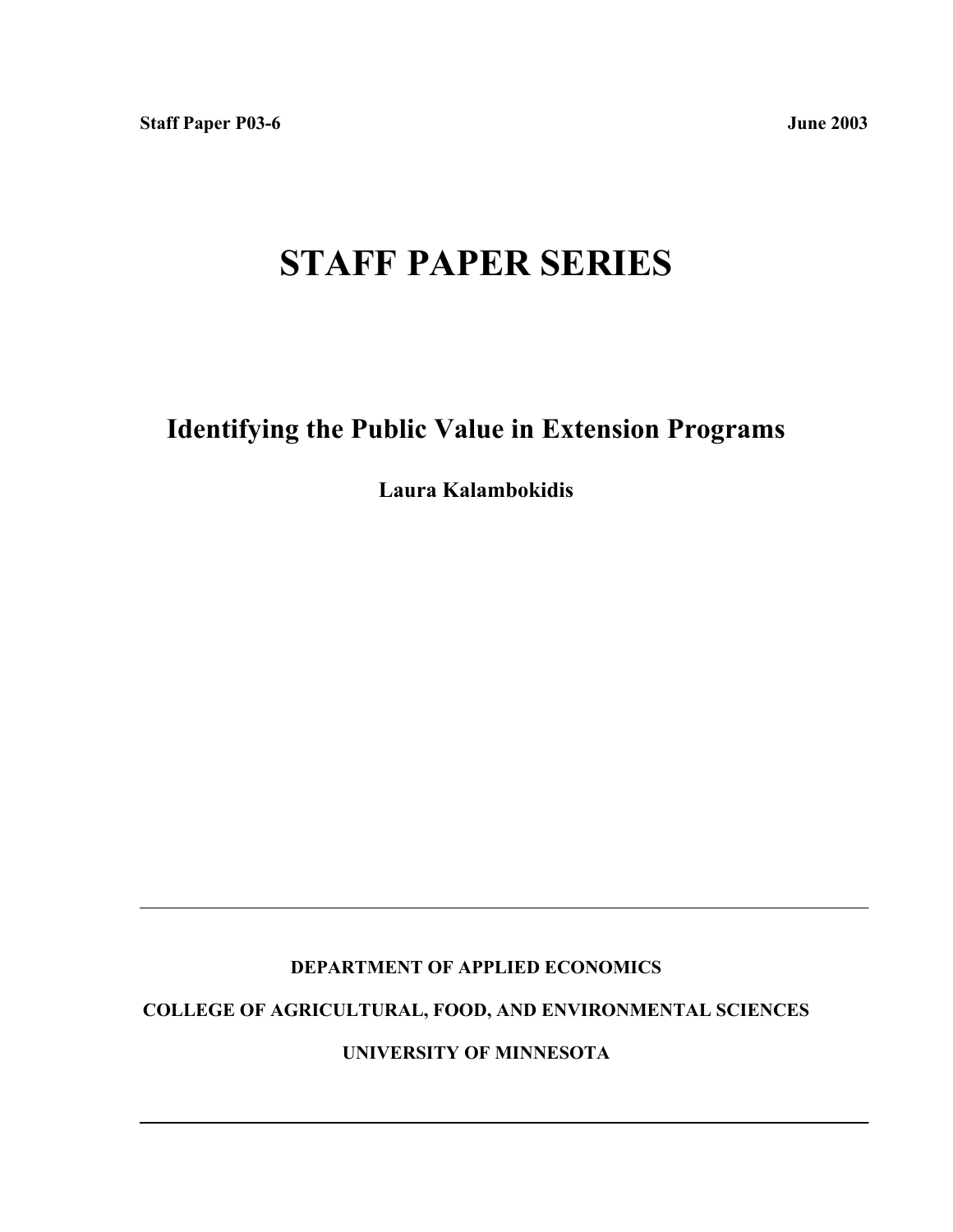**Staff Paper P03-6** **June 2003**

# STAFF PAPER SERIES

## Identifying the Public Value in Extension Programs

**Laura Kalambokidis**

---

**DEPARTMENT OF APPLIED ECONOMICS**

**COLLEGE OF AGRICULTURAL, FOOD, AND ENVIRONMENTAL SCIENCES**

**UNIVERSITY OF MINNESOTA**

---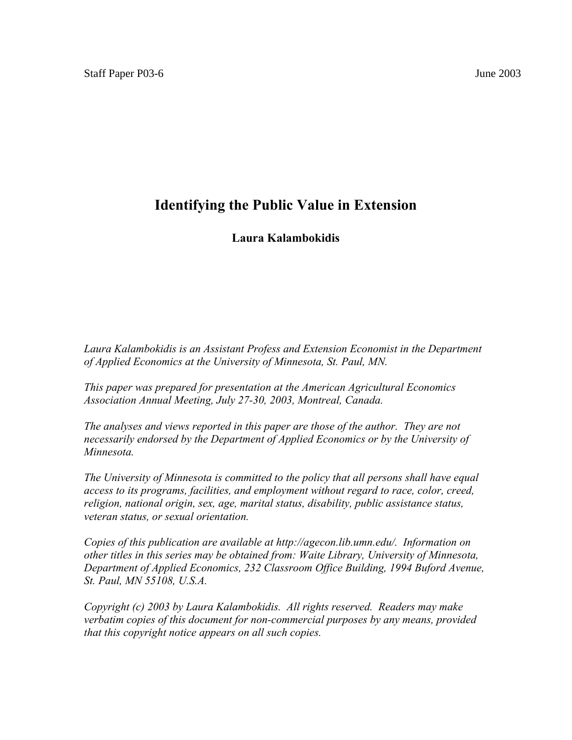Staff Paper P03-6 June 2003

# Identifying the Public Value in Extension

**Laura Kalambokidis**

*Laura Kalambokidis is an Assistant Profess and Extension Economist in the Department of Applied Economics at the University of Minnesota, St. Paul, MN.*

*This paper was prepared for presentation at the American Agricultural Economics Association Annual Meeting, July 27-30, 2003, Montreal, Canada.*

*The analyses and views reported in this paper are those of the author. They are not necessarily endorsed by the Department of Applied Economics or by the University of Minnesota.*

*The University of Minnesota is committed to the policy that all persons shall have equal access to its programs, facilities, and employment without regard to race, color, creed, religion, national origin, sex, age, marital status, disability, public assistance status, veteran status, or sexual orientation.*

*Copies of this publication are available at http://agecon.lib.umn.edu/. Information on other titles in this series may be obtained from: Waite Library, University of Minnesota, Department of Applied Economics, 232 Classroom Office Building, 1994 Buford Avenue, St. Paul, MN 55108, U.S.A.*

*Copyright (c) 2003 by Laura Kalambokidis. All rights reserved. Readers may make verbatim copies of this document for non-commercial purposes by any means, provided that this copyright notice appears on all such copies.*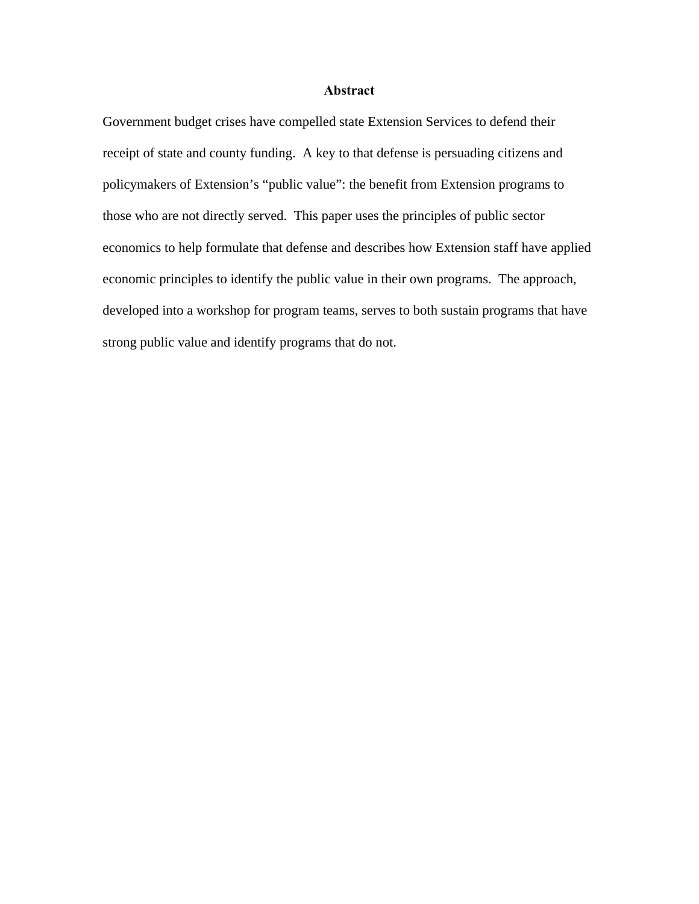## Abstract

Government budget crises have compelled state Extension Services to defend their receipt of state and county funding. A key to that defense is persuading citizens and policymakers of Extension's "public value": the benefit from Extension programs to those who are not directly served. This paper uses the principles of public sector economics to help formulate that defense and describes how Extension staff have applied economic principles to identify the public value in their own programs. The approach, developed into a workshop for program teams, serves to both sustain programs that have strong public value and identify programs that do not.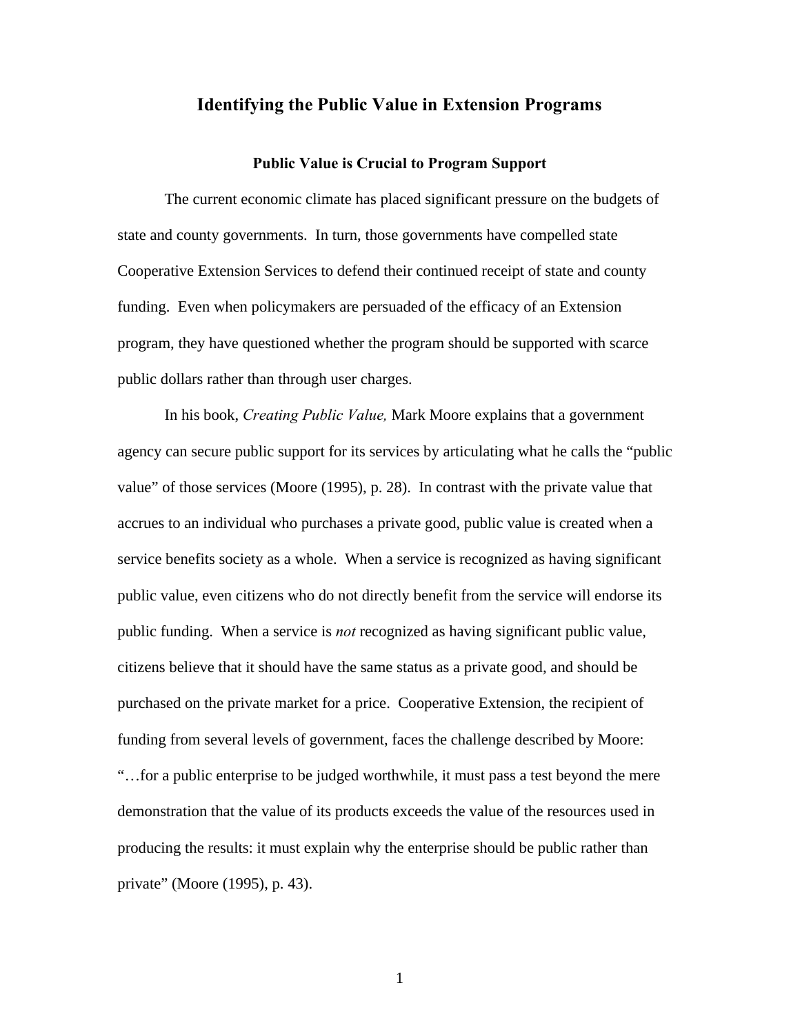# Identifying the Public Value in Extension Programs

## Public Value is Crucial to Program Support

The current economic climate has placed significant pressure on the budgets of state and county governments. In turn, those governments have compelled state Cooperative Extension Services to defend their continued receipt of state and county funding. Even when policymakers are persuaded of the efficacy of an Extension program, they have questioned whether the program should be supported with scarce public dollars rather than through user charges.

In his book, *Creating Public Value,* Mark Moore explains that a government agency can secure public support for its services by articulating what he calls the "public value" of those services (Moore (1995), p. 28). In contrast with the private value that accrues to an individual who purchases a private good, public value is created when a service benefits society as a whole. When a service is recognized as having significant public value, even citizens who do not directly benefit from the service will endorse its public funding. When a service is *not* recognized as having significant public value, citizens believe that it should have the same status as a private good, and should be purchased on the private market for a price. Cooperative Extension, the recipient of funding from several levels of government, faces the challenge described by Moore: "…for a public enterprise to be judged worthwhile, it must pass a test beyond the mere demonstration that the value of its products exceeds the value of the resources used in producing the results: it must explain why the enterprise should be public rather than private" (Moore (1995), p. 43).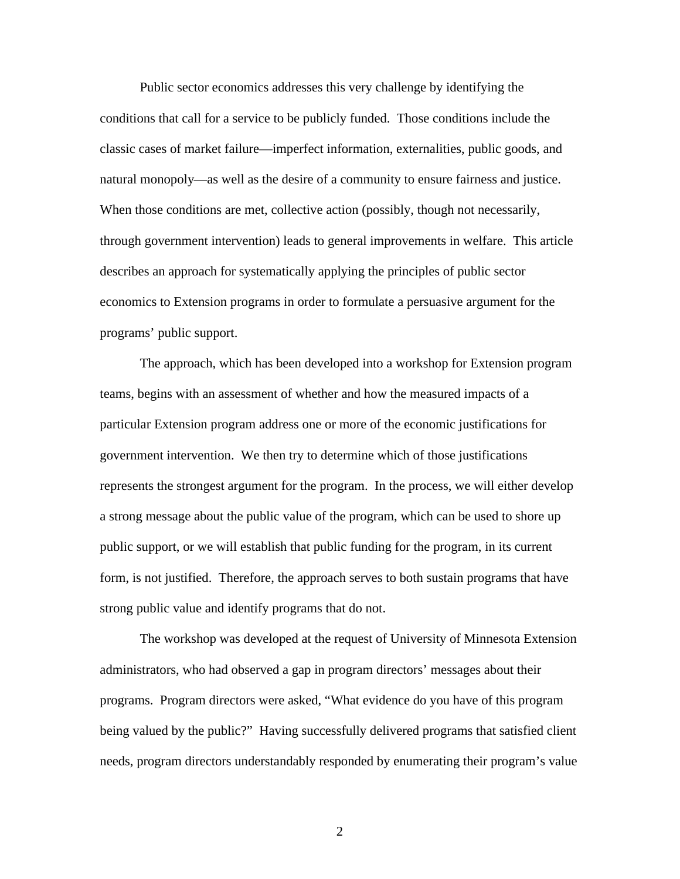Public sector economics addresses this very challenge by identifying the conditions that call for a service to be publicly funded. Those conditions include the classic cases of market failure—imperfect information, externalities, public goods, and natural monopoly—as well as the desire of a community to ensure fairness and justice. When those conditions are met, collective action (possibly, though not necessarily, through government intervention) leads to general improvements in welfare. This article describes an approach for systematically applying the principles of public sector economics to Extension programs in order to formulate a persuasive argument for the programs' public support.

The approach, which has been developed into a workshop for Extension program teams, begins with an assessment of whether and how the measured impacts of a particular Extension program address one or more of the economic justifications for government intervention. We then try to determine which of those justifications represents the strongest argument for the program. In the process, we will either develop a strong message about the public value of the program, which can be used to shore up public support, or we will establish that public funding for the program, in its current form, is not justified. Therefore, the approach serves to both sustain programs that have strong public value and identify programs that do not.

The workshop was developed at the request of University of Minnesota Extension administrators, who had observed a gap in program directors' messages about their programs. Program directors were asked, "What evidence do you have of this program being valued by the public?" Having successfully delivered programs that satisfied client needs, program directors understandably responded by enumerating their program's value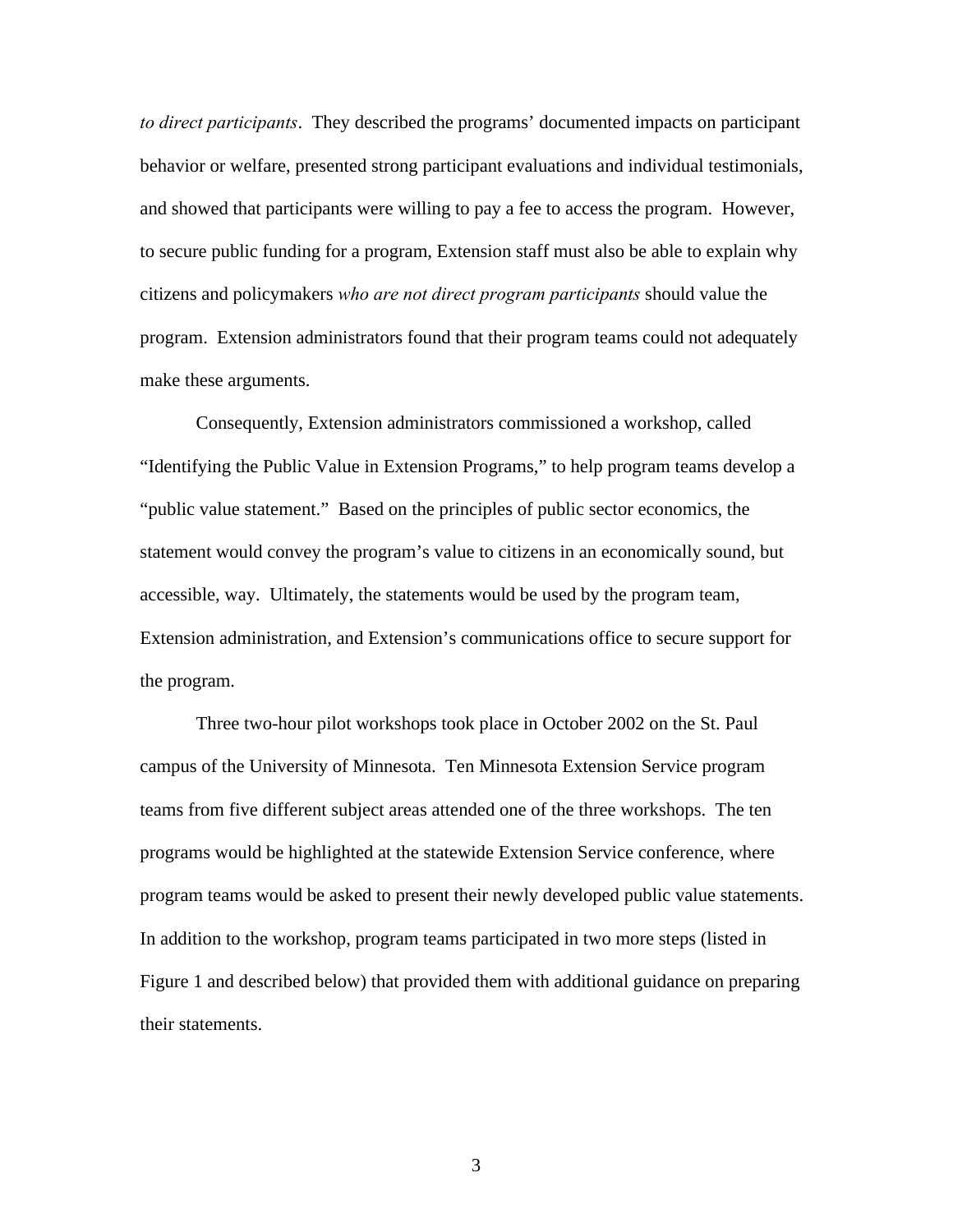*to direct participants*. They described the programs' documented impacts on participant behavior or welfare, presented strong participant evaluations and individual testimonials, and showed that participants were willing to pay a fee to access the program. However, to secure public funding for a program, Extension staff must also be able to explain why citizens and policymakers *who are not direct program participants* should value the program. Extension administrators found that their program teams could not adequately make these arguments.

Consequently, Extension administrators commissioned a workshop, called "Identifying the Public Value in Extension Programs," to help program teams develop a "public value statement." Based on the principles of public sector economics, the statement would convey the program's value to citizens in an economically sound, but accessible, way. Ultimately, the statements would be used by the program team, Extension administration, and Extension's communications office to secure support for the program.

Three two-hour pilot workshops took place in October 2002 on the St. Paul campus of the University of Minnesota. Ten Minnesota Extension Service program teams from five different subject areas attended one of the three workshops. The ten programs would be highlighted at the statewide Extension Service conference, where program teams would be asked to present their newly developed public value statements. In addition to the workshop, program teams participated in two more steps (listed in Figure 1 and described below) that provided them with additional guidance on preparing their statements.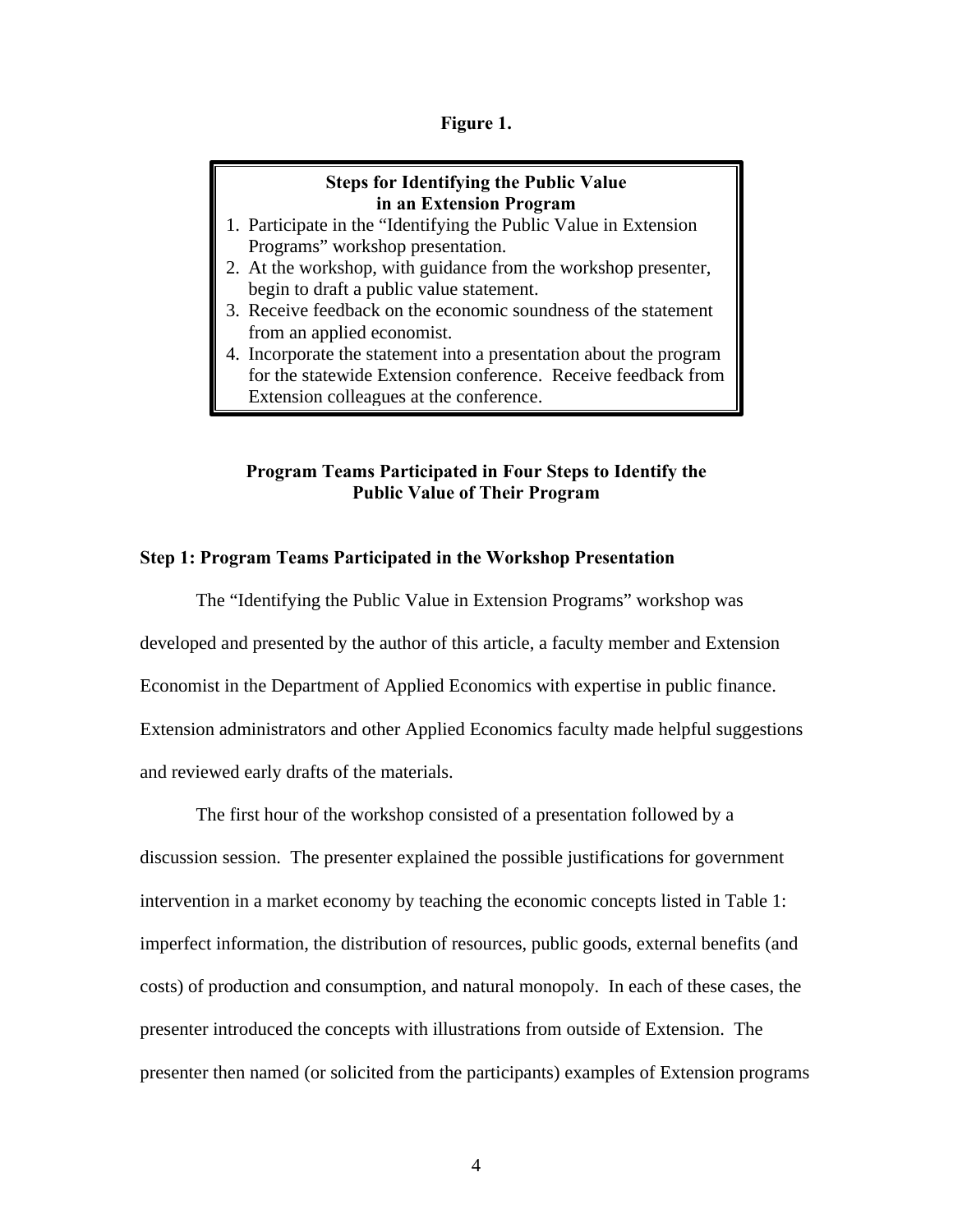**Figure 1.**

**Steps for Identifying the Public Value in an Extension Program**

1. Participate in the "Identifying the Public Value in Extension Programs" workshop presentation.
2. At the workshop, with guidance from the workshop presenter, begin to draft a public value statement.
3. Receive feedback on the economic soundness of the statement from an applied economist.
4. Incorporate the statement into a presentation about the program for the statewide Extension conference. Receive feedback from Extension colleagues at the conference.

## Program Teams Participated in Four Steps to Identify the Public Value of Their Program

### Step 1: Program Teams Participated in the Workshop Presentation

The "Identifying the Public Value in Extension Programs" workshop was developed and presented by the author of this article, a faculty member and Extension Economist in the Department of Applied Economics with expertise in public finance. Extension administrators and other Applied Economics faculty made helpful suggestions and reviewed early drafts of the materials.

The first hour of the workshop consisted of a presentation followed by a discussion session. The presenter explained the possible justifications for government intervention in a market economy by teaching the economic concepts listed in Table 1: imperfect information, the distribution of resources, public goods, external benefits (and costs) of production and consumption, and natural monopoly. In each of these cases, the presenter introduced the concepts with illustrations from outside of Extension. The presenter then named (or solicited from the participants) examples of Extension programs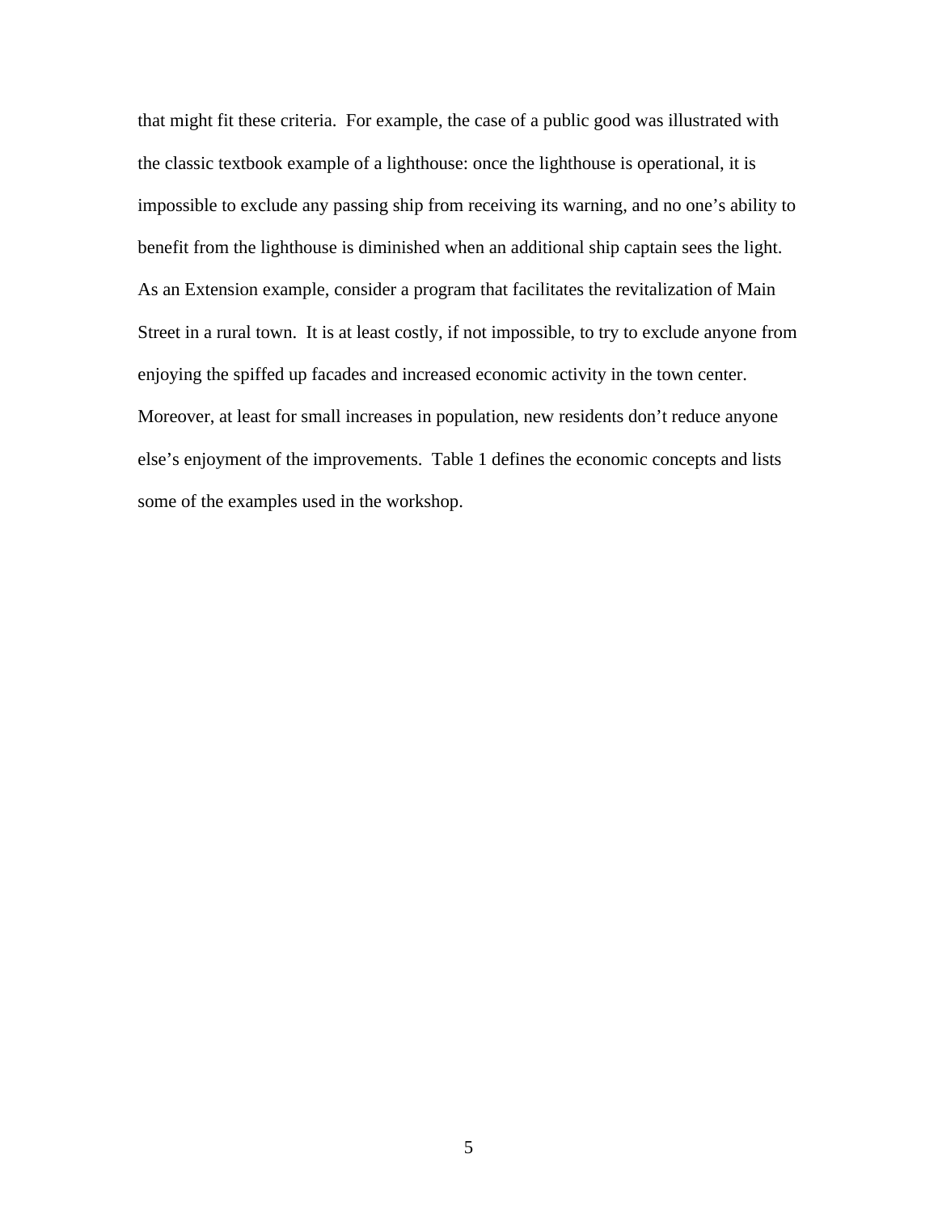that might fit these criteria. For example, the case of a public good was illustrated with the classic textbook example of a lighthouse: once the lighthouse is operational, it is impossible to exclude any passing ship from receiving its warning, and no one's ability to benefit from the lighthouse is diminished when an additional ship captain sees the light. As an Extension example, consider a program that facilitates the revitalization of Main Street in a rural town. It is at least costly, if not impossible, to try to exclude anyone from enjoying the spiffed up facades and increased economic activity in the town center. Moreover, at least for small increases in population, new residents don't reduce anyone else's enjoyment of the improvements. Table 1 defines the economic concepts and lists some of the examples used in the workshop.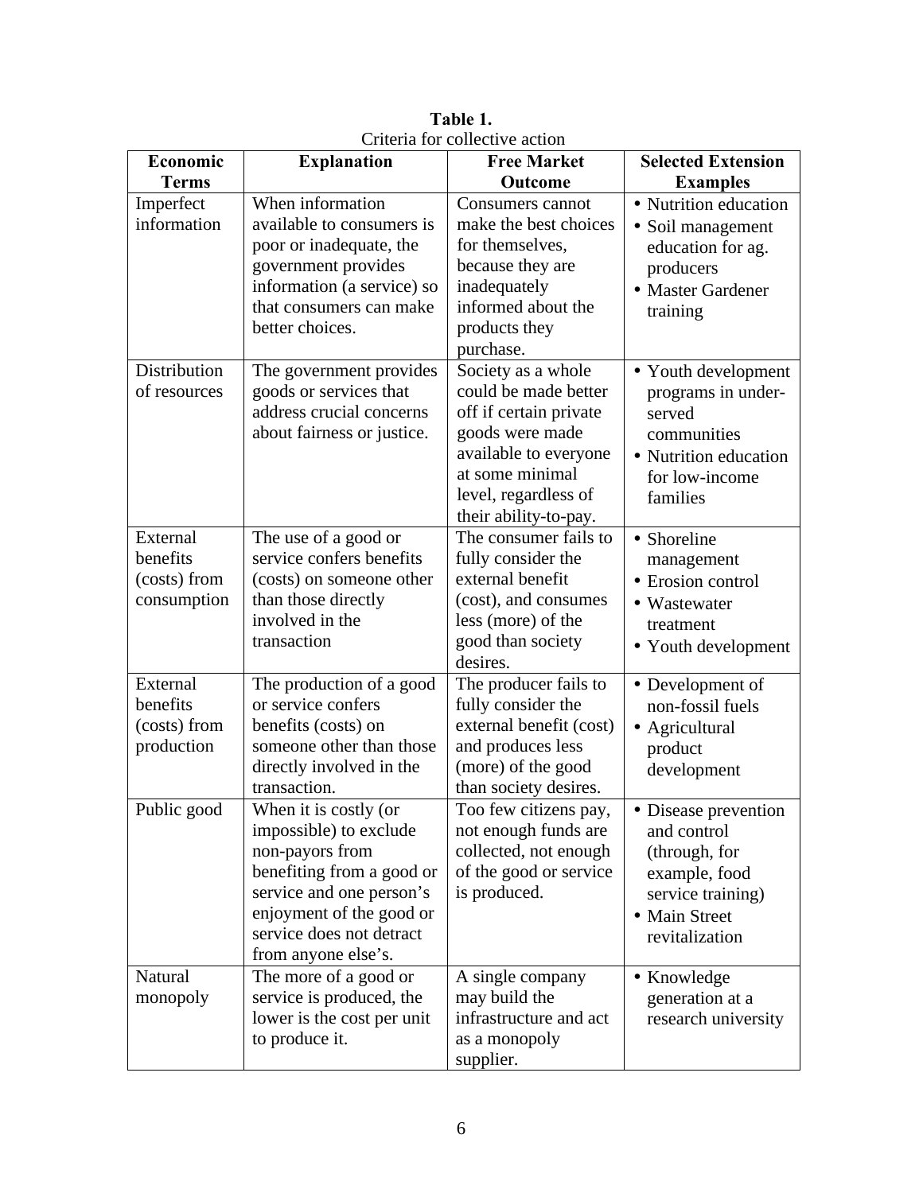**Table 1.**
Criteria for collective action

| Economic Terms | Explanation | Free Market Outcome | Selected Extension Examples |
|---|---|---|---|
| Imperfect information | When information available to consumers is poor or inadequate, the government provides information (a service) so that consumers can make better choices. | Consumers cannot make the best choices for themselves, because they are inadequately informed about the products they purchase. | • Nutrition education<br>• Soil management education for ag. producers<br>• Master Gardener training |
| Distribution of resources | The government provides goods or services that address crucial concerns about fairness or justice. | Society as a whole could be made better off if certain private goods were made available to everyone at some minimal level, regardless of their ability-to-pay. | • Youth development programs in under-served communities<br>• Nutrition education for low-income families |
| External benefits (costs) from consumption | The use of a good or service confers benefits (costs) on someone other than those directly involved in the transaction | The consumer fails to fully consider the external benefit (cost), and consumes less (more) of the good than society desires. | • Shoreline management<br>• Erosion control<br>• Wastewater treatment<br>• Youth development |
| External benefits (costs) from production | The production of a good or service confers benefits (costs) on someone other than those directly involved in the transaction. | The producer fails to fully consider the external benefit (cost) and produces less (more) of the good than society desires. | • Development of non-fossil fuels<br>• Agricultural product development |
| Public good | When it is costly (or impossible) to exclude non-payors from benefiting from a good or service and one person's enjoyment of the good or service does not detract from anyone else's. | Too few citizens pay, not enough funds are collected, not enough of the good or service is produced. | • Disease prevention and control (through, for example, food service training)<br>• Main Street revitalization |
| Natural monopoly | The more of a good or service is produced, the lower is the cost per unit to produce it. | A single company may build the infrastructure and act as a monopoly supplier. | • Knowledge generation at a research university |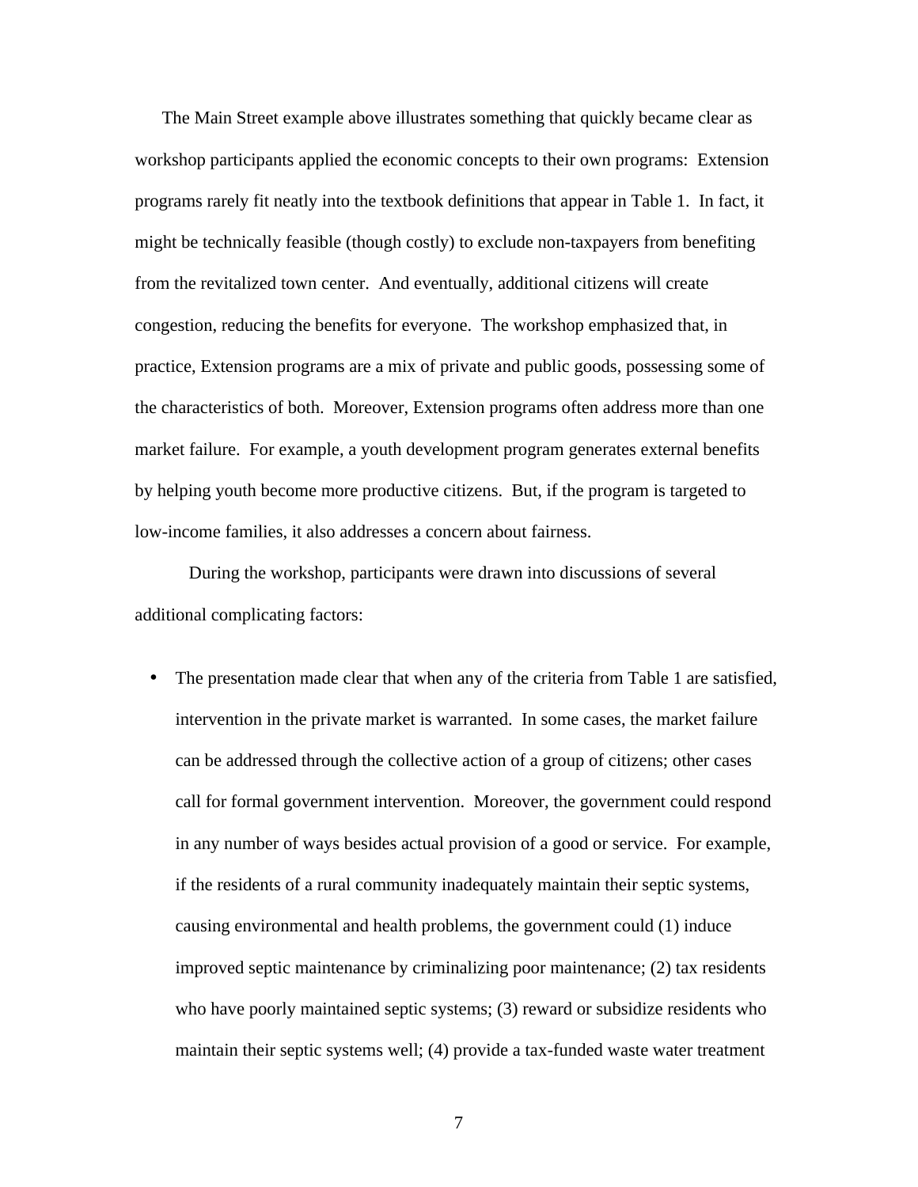The Main Street example above illustrates something that quickly became clear as workshop participants applied the economic concepts to their own programs: Extension programs rarely fit neatly into the textbook definitions that appear in Table 1. In fact, it might be technically feasible (though costly) to exclude non-taxpayers from benefiting from the revitalized town center. And eventually, additional citizens will create congestion, reducing the benefits for everyone. The workshop emphasized that, in practice, Extension programs are a mix of private and public goods, possessing some of the characteristics of both. Moreover, Extension programs often address more than one market failure. For example, a youth development program generates external benefits by helping youth become more productive citizens. But, if the program is targeted to low-income families, it also addresses a concern about fairness.

During the workshop, participants were drawn into discussions of several additional complicating factors:

- The presentation made clear that when any of the criteria from Table 1 are satisfied, intervention in the private market is warranted. In some cases, the market failure can be addressed through the collective action of a group of citizens; other cases call for formal government intervention. Moreover, the government could respond in any number of ways besides actual provision of a good or service. For example, if the residents of a rural community inadequately maintain their septic systems, causing environmental and health problems, the government could (1) induce improved septic maintenance by criminalizing poor maintenance; (2) tax residents who have poorly maintained septic systems; (3) reward or subsidize residents who maintain their septic systems well; (4) provide a tax-funded waste water treatment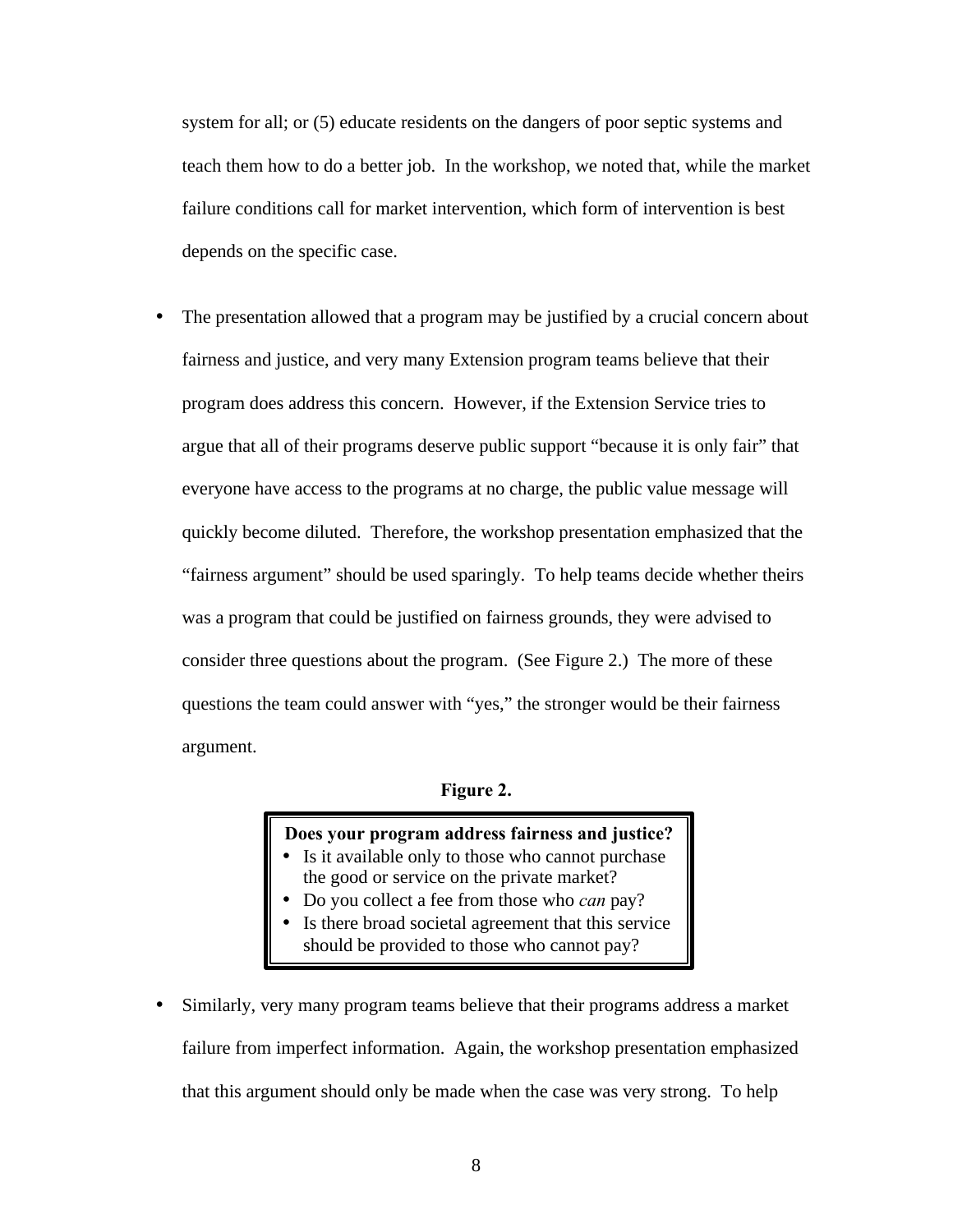system for all; or (5) educate residents on the dangers of poor septic systems and teach them how to do a better job. In the workshop, we noted that, while the market failure conditions call for market intervention, which form of intervention is best depends on the specific case.

- The presentation allowed that a program may be justified by a crucial concern about fairness and justice, and very many Extension program teams believe that their program does address this concern. However, if the Extension Service tries to argue that all of their programs deserve public support "because it is only fair" that everyone have access to the programs at no charge, the public value message will quickly become diluted. Therefore, the workshop presentation emphasized that the "fairness argument" should be used sparingly. To help teams decide whether theirs was a program that could be justified on fairness grounds, they were advised to consider three questions about the program. (See Figure 2.) The more of these questions the team could answer with "yes," the stronger would be their fairness argument.

**Figure 2.**

> **Does your program address fairness and justice?**
> - Is it available only to those who cannot purchase the good or service on the private market?
> - Do you collect a fee from those who *can* pay?
> - Is there broad societal agreement that this service should be provided to those who cannot pay?

- Similarly, very many program teams believe that their programs address a market failure from imperfect information. Again, the workshop presentation emphasized that this argument should only be made when the case was very strong. To help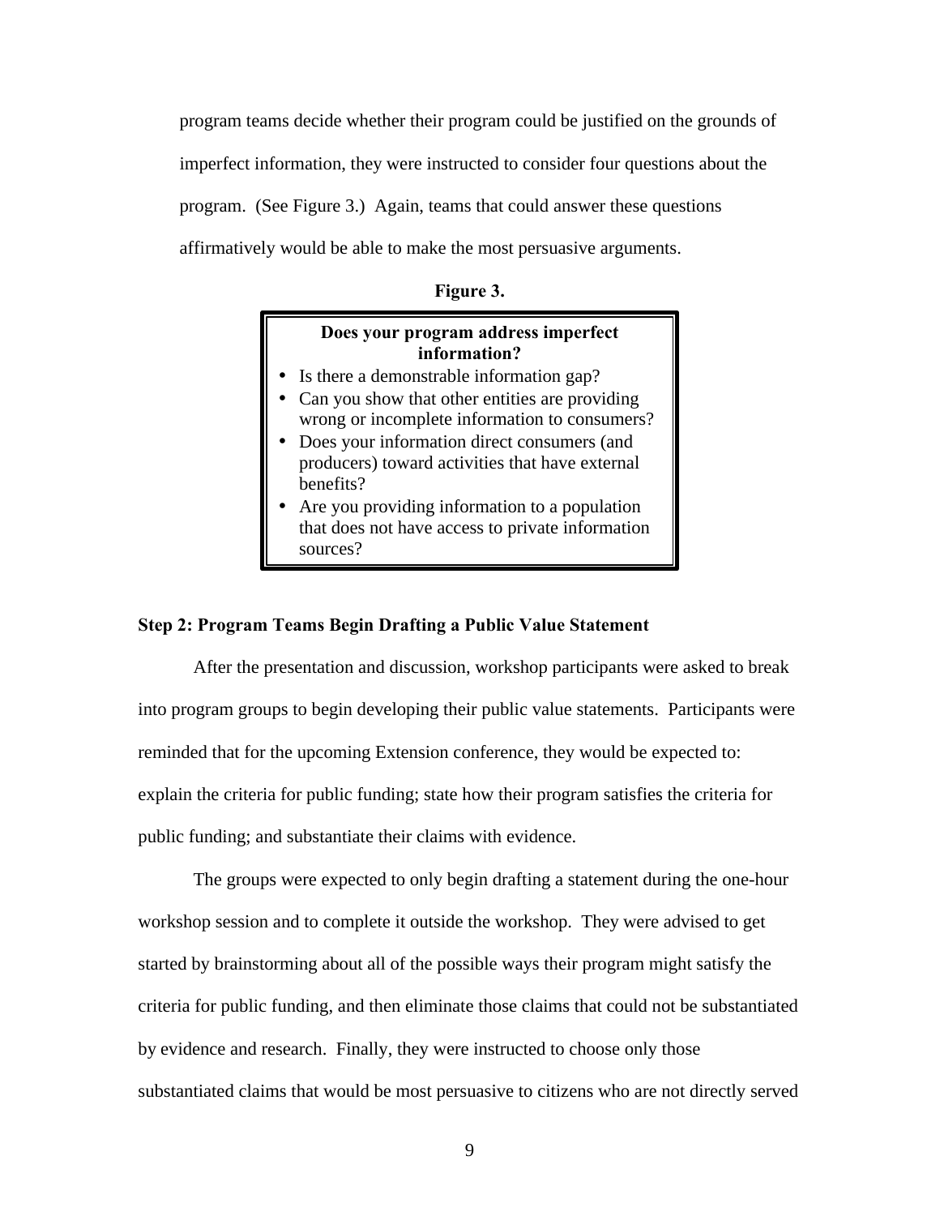program teams decide whether their program could be justified on the grounds of imperfect information, they were instructed to consider four questions about the program. (See Figure 3.) Again, teams that could answer these questions affirmatively would be able to make the most persuasive arguments.

**Figure 3.**

**Does your program address imperfect information?**

- Is there a demonstrable information gap?
- Can you show that other entities are providing wrong or incomplete information to consumers?
- Does your information direct consumers (and producers) toward activities that have external benefits?
- Are you providing information to a population that does not have access to private information sources?

**Step 2: Program Teams Begin Drafting a Public Value Statement**

After the presentation and discussion, workshop participants were asked to break into program groups to begin developing their public value statements. Participants were reminded that for the upcoming Extension conference, they would be expected to: explain the criteria for public funding; state how their program satisfies the criteria for public funding; and substantiate their claims with evidence.

The groups were expected to only begin drafting a statement during the one-hour workshop session and to complete it outside the workshop. They were advised to get started by brainstorming about all of the possible ways their program might satisfy the criteria for public funding, and then eliminate those claims that could not be substantiated by evidence and research. Finally, they were instructed to choose only those substantiated claims that would be most persuasive to citizens who are not directly served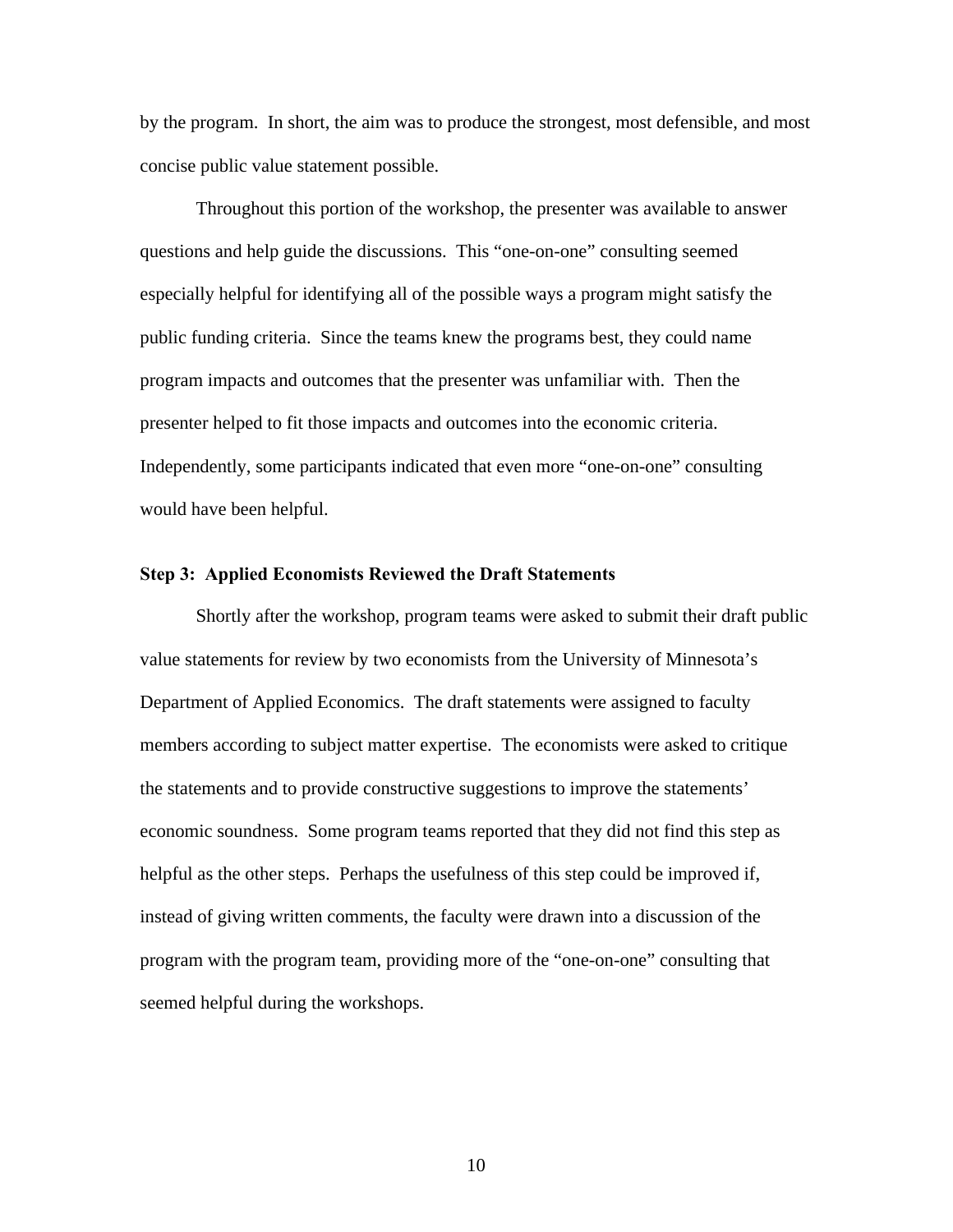by the program. In short, the aim was to produce the strongest, most defensible, and most concise public value statement possible.

Throughout this portion of the workshop, the presenter was available to answer questions and help guide the discussions. This "one-on-one" consulting seemed especially helpful for identifying all of the possible ways a program might satisfy the public funding criteria. Since the teams knew the programs best, they could name program impacts and outcomes that the presenter was unfamiliar with. Then the presenter helped to fit those impacts and outcomes into the economic criteria. Independently, some participants indicated that even more "one-on-one" consulting would have been helpful.

### Step 3: Applied Economists Reviewed the Draft Statements

Shortly after the workshop, program teams were asked to submit their draft public value statements for review by two economists from the University of Minnesota's Department of Applied Economics. The draft statements were assigned to faculty members according to subject matter expertise. The economists were asked to critique the statements and to provide constructive suggestions to improve the statements' economic soundness. Some program teams reported that they did not find this step as helpful as the other steps. Perhaps the usefulness of this step could be improved if, instead of giving written comments, the faculty were drawn into a discussion of the program with the program team, providing more of the "one-on-one" consulting that seemed helpful during the workshops.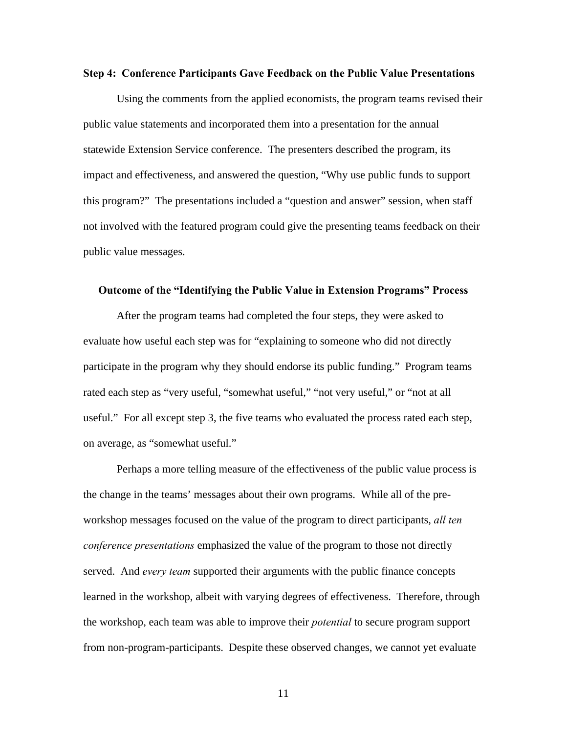**Step 4: Conference Participants Gave Feedback on the Public Value Presentations**

Using the comments from the applied economists, the program teams revised their public value statements and incorporated them into a presentation for the annual statewide Extension Service conference. The presenters described the program, its impact and effectiveness, and answered the question, “Why use public funds to support this program?” The presentations included a “question and answer” session, when staff not involved with the featured program could give the presenting teams feedback on their public value messages.

## Outcome of the “Identifying the Public Value in Extension Programs” Process

After the program teams had completed the four steps, they were asked to evaluate how useful each step was for “explaining to someone who did not directly participate in the program why they should endorse its public funding.” Program teams rated each step as “very useful, “somewhat useful,” “not very useful,” or “not at all useful.” For all except step 3, the five teams who evaluated the process rated each step, on average, as “somewhat useful.”

Perhaps a more telling measure of the effectiveness of the public value process is the change in the teams’ messages about their own programs. While all of the pre-workshop messages focused on the value of the program to direct participants, *all ten conference presentations* emphasized the value of the program to those not directly served. And *every team* supported their arguments with the public finance concepts learned in the workshop, albeit with varying degrees of effectiveness. Therefore, through the workshop, each team was able to improve their *potential* to secure program support from non-program-participants. Despite these observed changes, we cannot yet evaluate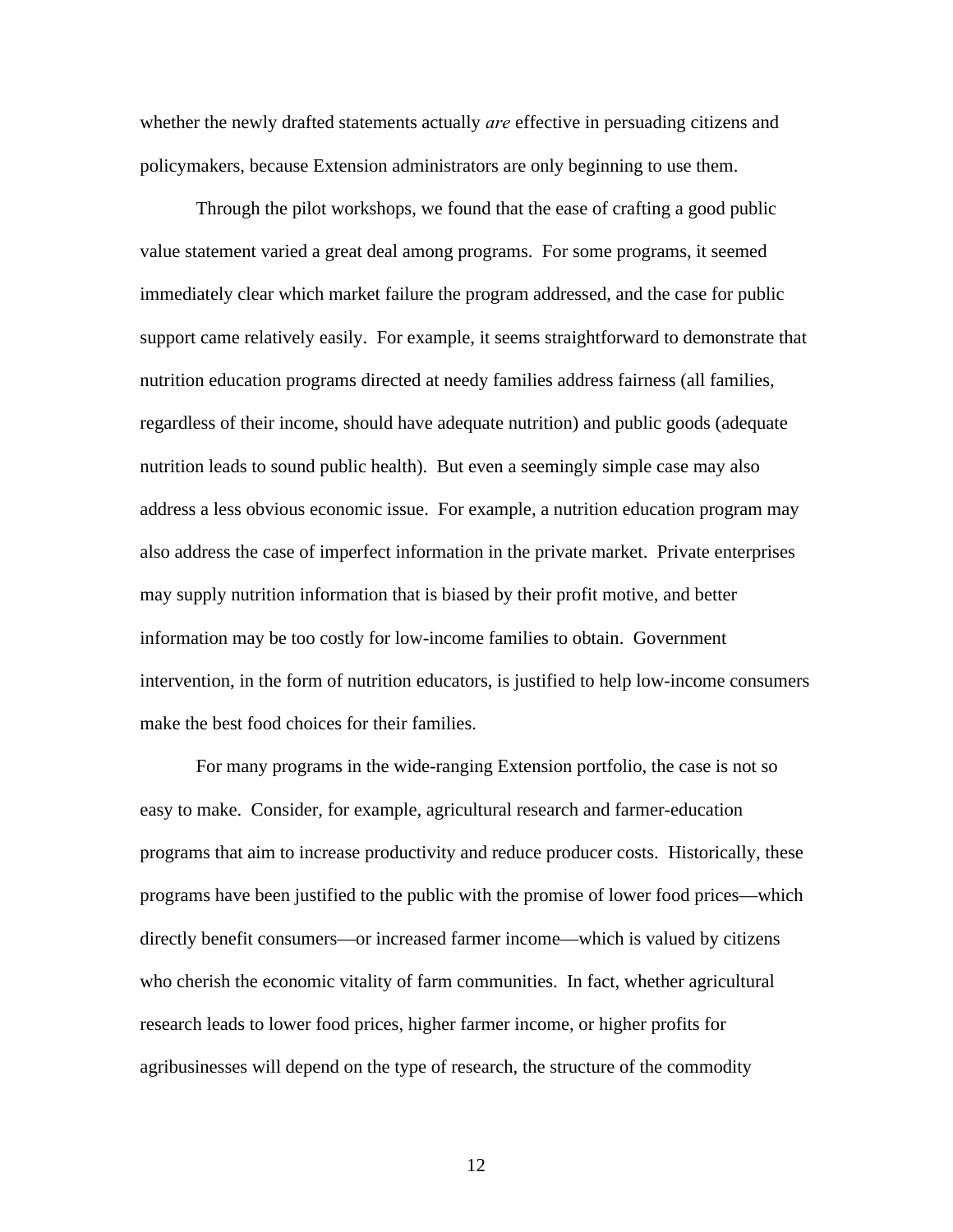whether the newly drafted statements actually *are* effective in persuading citizens and policymakers, because Extension administrators are only beginning to use them.

Through the pilot workshops, we found that the ease of crafting a good public value statement varied a great deal among programs. For some programs, it seemed immediately clear which market failure the program addressed, and the case for public support came relatively easily. For example, it seems straightforward to demonstrate that nutrition education programs directed at needy families address fairness (all families, regardless of their income, should have adequate nutrition) and public goods (adequate nutrition leads to sound public health). But even a seemingly simple case may also address a less obvious economic issue. For example, a nutrition education program may also address the case of imperfect information in the private market. Private enterprises may supply nutrition information that is biased by their profit motive, and better information may be too costly for low-income families to obtain. Government intervention, in the form of nutrition educators, is justified to help low-income consumers make the best food choices for their families.

For many programs in the wide-ranging Extension portfolio, the case is not so easy to make. Consider, for example, agricultural research and farmer-education programs that aim to increase productivity and reduce producer costs. Historically, these programs have been justified to the public with the promise of lower food prices—which directly benefit consumers—or increased farmer income—which is valued by citizens who cherish the economic vitality of farm communities. In fact, whether agricultural research leads to lower food prices, higher farmer income, or higher profits for agribusinesses will depend on the type of research, the structure of the commodity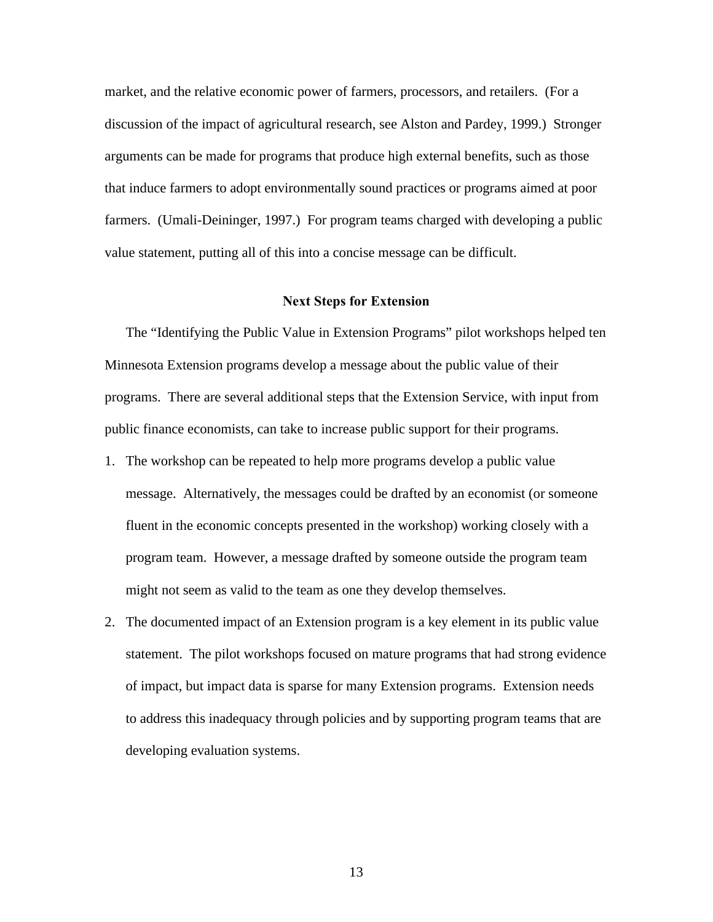market, and the relative economic power of farmers, processors, and retailers. (For a discussion of the impact of agricultural research, see Alston and Pardey, 1999.) Stronger arguments can be made for programs that produce high external benefits, such as those that induce farmers to adopt environmentally sound practices or programs aimed at poor farmers. (Umali-Deininger, 1997.) For program teams charged with developing a public value statement, putting all of this into a concise message can be difficult.

## Next Steps for Extension

The "Identifying the Public Value in Extension Programs" pilot workshops helped ten Minnesota Extension programs develop a message about the public value of their programs. There are several additional steps that the Extension Service, with input from public finance economists, can take to increase public support for their programs.

1. The workshop can be repeated to help more programs develop a public value message. Alternatively, the messages could be drafted by an economist (or someone fluent in the economic concepts presented in the workshop) working closely with a program team. However, a message drafted by someone outside the program team might not seem as valid to the team as one they develop themselves.
2. The documented impact of an Extension program is a key element in its public value statement. The pilot workshops focused on mature programs that had strong evidence of impact, but impact data is sparse for many Extension programs. Extension needs to address this inadequacy through policies and by supporting program teams that are developing evaluation systems.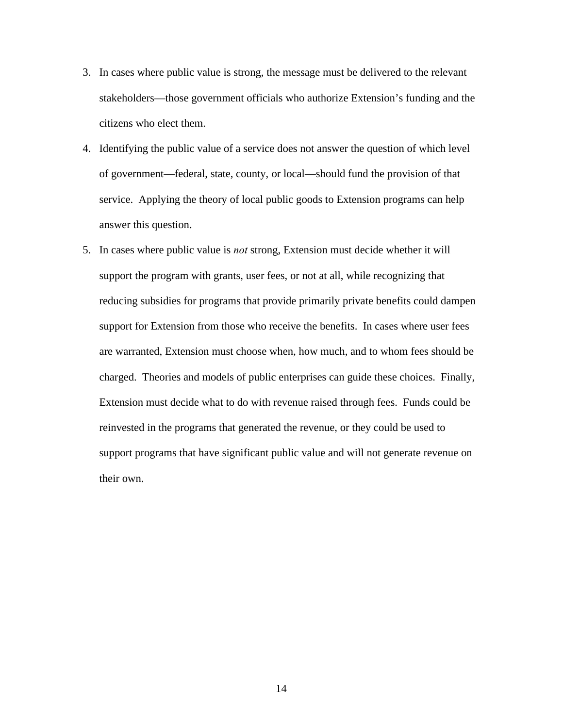3. In cases where public value is strong, the message must be delivered to the relevant stakeholders—those government officials who authorize Extension's funding and the citizens who elect them.
4. Identifying the public value of a service does not answer the question of which level of government—federal, state, county, or local—should fund the provision of that service. Applying the theory of local public goods to Extension programs can help answer this question.
5. In cases where public value is *not* strong, Extension must decide whether it will support the program with grants, user fees, or not at all, while recognizing that reducing subsidies for programs that provide primarily private benefits could dampen support for Extension from those who receive the benefits. In cases where user fees are warranted, Extension must choose when, how much, and to whom fees should be charged. Theories and models of public enterprises can guide these choices. Finally, Extension must decide what to do with revenue raised through fees. Funds could be reinvested in the programs that generated the revenue, or they could be used to support programs that have significant public value and will not generate revenue on their own.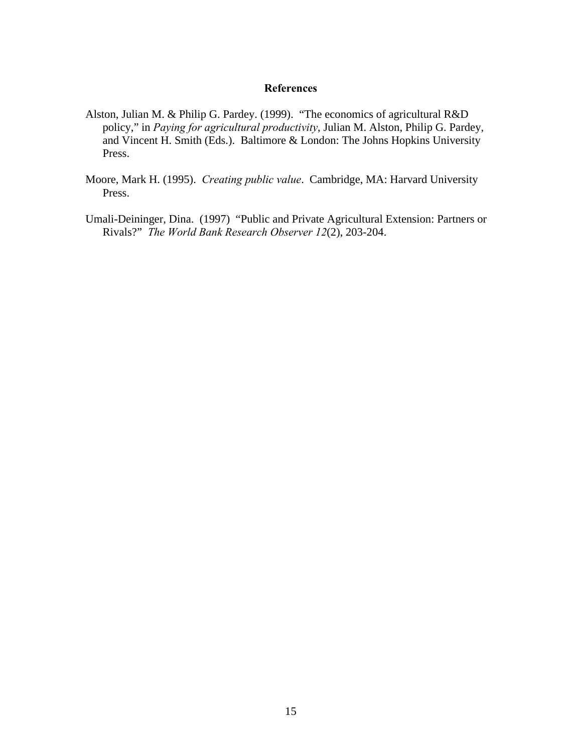## References

Alston, Julian M. & Philip G. Pardey. (1999). "The economics of agricultural R&D policy," in *Paying for agricultural productivity*, Julian M. Alston, Philip G. Pardey, and Vincent H. Smith (Eds.). Baltimore & London: The Johns Hopkins University Press.

Moore, Mark H. (1995). *Creating public value*. Cambridge, MA: Harvard University Press.

Umali-Deininger, Dina. (1997) "Public and Private Agricultural Extension: Partners or Rivals?" *The World Bank Research Observer 12*(2), 203-204.